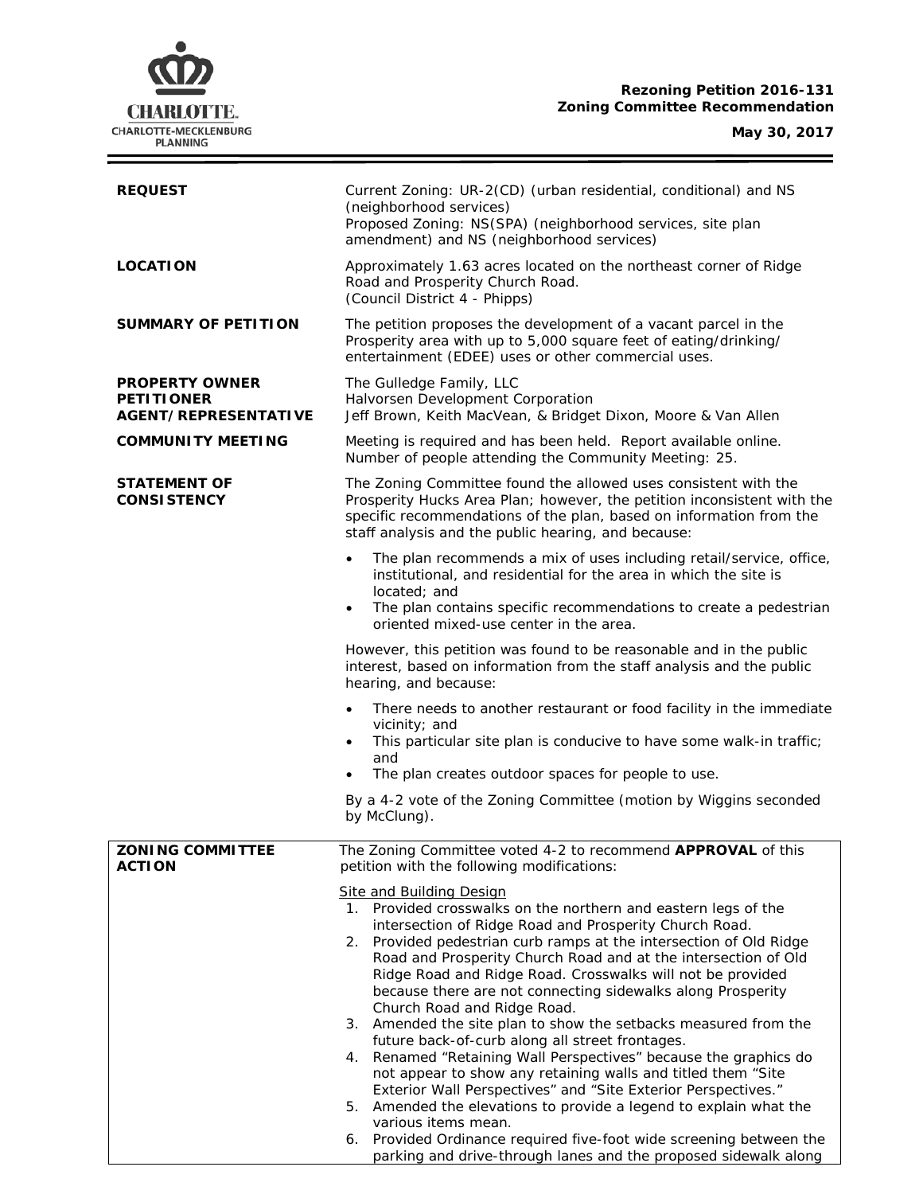**Rezoning Petition 2016-131**
**Zoning Committee Recommendation**

**May 30, 2017**

| | |
|---|---|
| **REQUEST** | Current Zoning: UR-2(CD) (urban residential, conditional) and NS (neighborhood services)<br>Proposed Zoning: NS(SPA) (neighborhood services, site plan amendment) and NS (neighborhood services) |
| **LOCATION** | Approximately 1.63 acres located on the northeast corner of Ridge Road and Prosperity Church Road.<br>(Council District 4 - Phipps) |
| **SUMMARY OF PETITION** | The petition proposes the development of a vacant parcel in the Prosperity area with up to 5,000 square feet of eating/drinking/ entertainment (EDEE) uses or other commercial uses. |
| **PROPERTY OWNER**<br>**PETITIONER**<br>**AGENT/REPRESENTATIVE** | The Gulledge Family, LLC<br>Halvorsen Development Corporation<br>Jeff Brown, Keith MacVean, & Bridget Dixon, Moore & Van Allen |
| **COMMUNITY MEETING** | Meeting is required and has been held. Report available online.<br>Number of people attending the Community Meeting: 25. |
| **STATEMENT OF CONSISTENCY** | The Zoning Committee found the allowed uses consistent with the Prosperity Hucks Area Plan; however, the petition inconsistent with the specific recommendations of the plan, based on information from the staff analysis and the public hearing, and because:<br>• The plan recommends a mix of uses including retail/service, office, institutional, and residential for the area in which the site is located; and<br>• The plan contains specific recommendations to create a pedestrian oriented mixed-use center in the area.<br><br>However, this petition was found to be reasonable and in the public interest, based on information from the staff analysis and the public hearing, and because:<br>• There needs to another restaurant or food facility in the immediate vicinity; and<br>• This particular site plan is conducive to have some walk-in traffic; and<br>• The plan creates outdoor spaces for people to use.<br><br>By a 4-2 vote of the Zoning Committee (motion by Wiggins seconded by McClung). |
| **ZONING COMMITTEE ACTION** | The Zoning Committee voted 4-2 to recommend **APPROVAL** of this petition with the following modifications:<br><br>Site and Building Design<br>1. Provided crosswalks on the northern and eastern legs of the intersection of Ridge Road and Prosperity Church Road.<br>2. Provided pedestrian curb ramps at the intersection of Old Ridge Road and Prosperity Church Road and at the intersection of Old Ridge Road and Ridge Road. Crosswalks will not be provided because there are not connecting sidewalks along Prosperity Church Road and Ridge Road.<br>3. Amended the site plan to show the setbacks measured from the future back-of-curb along all street frontages.<br>4. Renamed "Retaining Wall Perspectives" because the graphics do not appear to show any retaining walls and titled them "Site Exterior Wall Perspectives" and "Site Exterior Perspectives."<br>5. Amended the elevations to provide a legend to explain what the various items mean.<br>6. Provided Ordinance required five-foot wide screening between the parking and drive-through lanes and the proposed sidewalk along |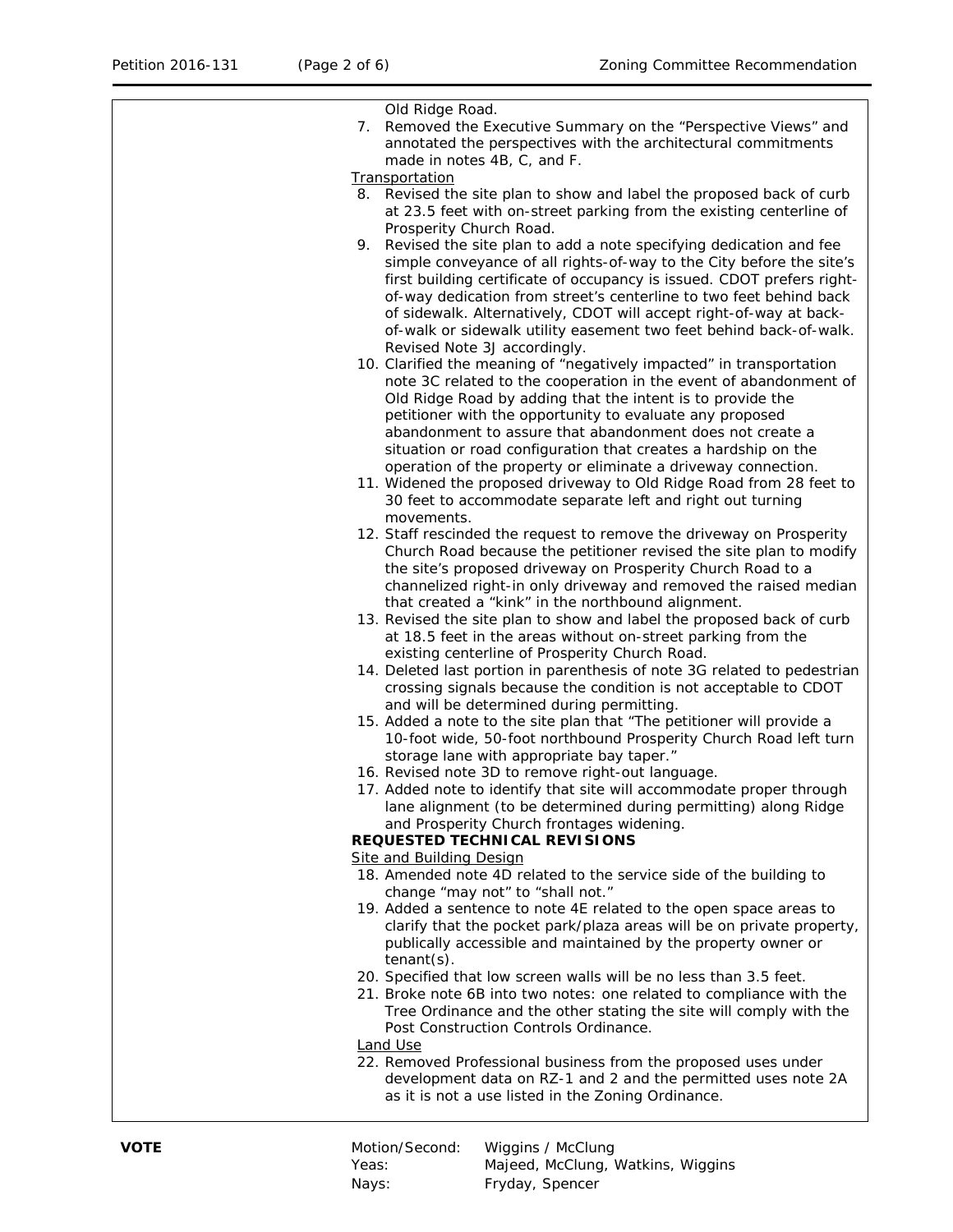Old Ridge Road.

7. Removed the Executive Summary on the "Perspective Views" and annotated the perspectives with the architectural commitments made in notes 4B, C, and F.

Transportation

8. Revised the site plan to show and label the proposed back of curb at 23.5 feet with on-street parking from the existing centerline of Prosperity Church Road.
9. Revised the site plan to add a note specifying dedication and fee simple conveyance of all rights-of-way to the City before the site's first building certificate of occupancy is issued. CDOT prefers right-of-way dedication from street's centerline to two feet behind back of sidewalk. Alternatively, CDOT will accept right-of-way at back-of-walk or sidewalk utility easement two feet behind back-of-walk. Revised Note 3J accordingly.
10. Clarified the meaning of "negatively impacted" in transportation note 3C related to the cooperation in the event of abandonment of Old Ridge Road by adding that the intent is to provide the petitioner with the opportunity to evaluate any proposed abandonment to assure that abandonment does not create a situation or road configuration that creates a hardship on the operation of the property or eliminate a driveway connection.
11. Widened the proposed driveway to Old Ridge Road from 28 feet to 30 feet to accommodate separate left and right out turning movements.
12. Staff rescinded the request to remove the driveway on Prosperity Church Road because the petitioner revised the site plan to modify the site's proposed driveway on Prosperity Church Road to a channelized right-in only driveway and removed the raised median that created a "kink" in the northbound alignment.
13. Revised the site plan to show and label the proposed back of curb at 18.5 feet in the areas without on-street parking from the existing centerline of Prosperity Church Road.
14. Deleted last portion in parenthesis of note 3G related to pedestrian crossing signals because the condition is not acceptable to CDOT and will be determined during permitting.
15. Added a note to the site plan that "The petitioner will provide a 10-foot wide, 50-foot northbound Prosperity Church Road left turn storage lane with appropriate bay taper."
16. Revised note 3D to remove right-out language.
17. Added note to identify that site will accommodate proper through lane alignment (to be determined during permitting) along Ridge and Prosperity Church frontages widening.

**REQUESTED TECHNICAL REVISIONS**

Site and Building Design

18. Amended note 4D related to the service side of the building to change "may not" to "shall not."
19. Added a sentence to note 4E related to the open space areas to clarify that the pocket park/plaza areas will be on private property, publically accessible and maintained by the property owner or tenant(s).
20. Specified that low screen walls will be no less than 3.5 feet.
21. Broke note 6B into two notes: one related to compliance with the Tree Ordinance and the other stating the site will comply with the Post Construction Controls Ordinance.

Land Use

22. Removed Professional business from the proposed uses under development data on RZ-1 and 2 and the permitted uses note 2A as it is not a use listed in the Zoning Ordinance.

**VOTE**

| | |
|---|---|
| Motion/Second: | Wiggins / McClung |
| Yeas: | Majeed, McClung, Watkins, Wiggins |
| Nays: | Fryday, Spencer |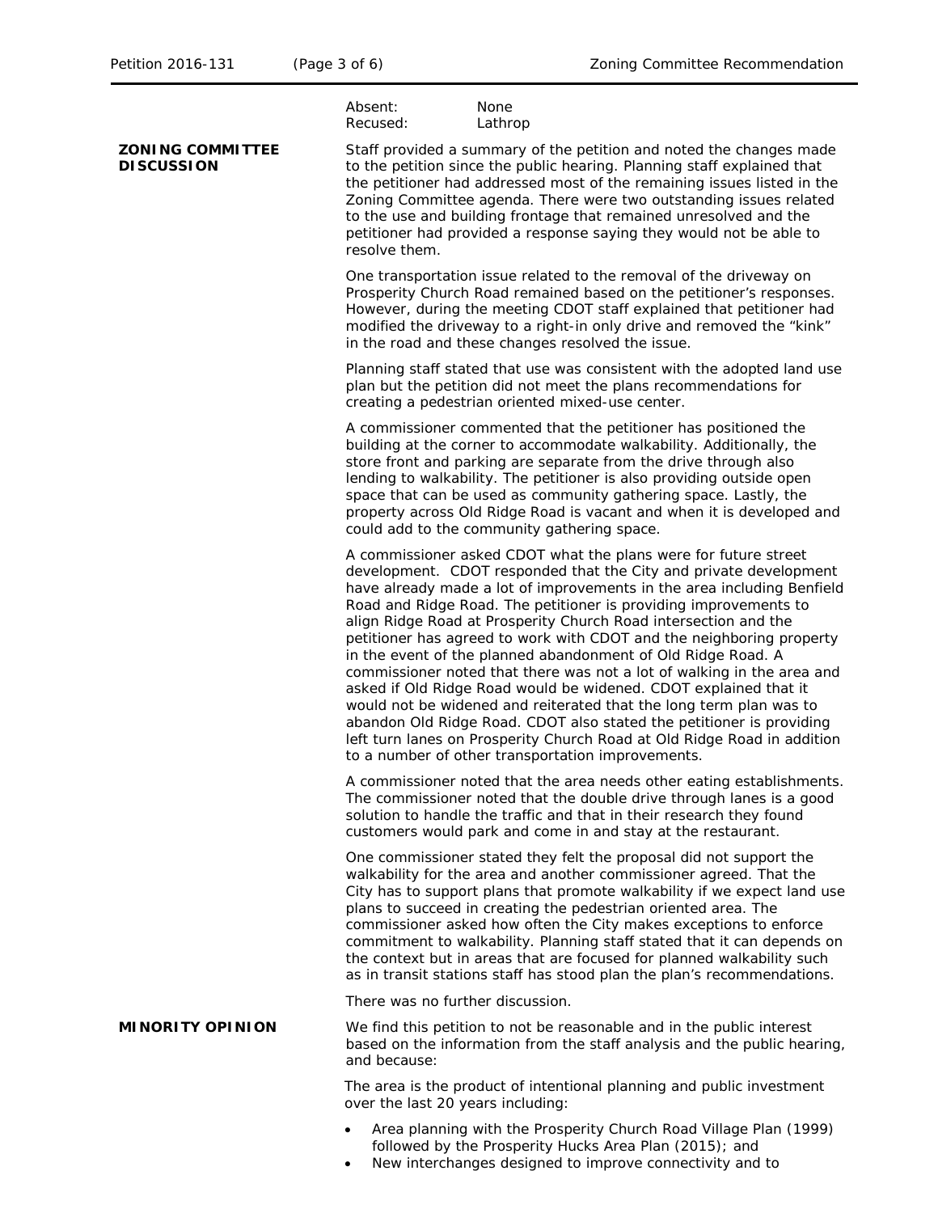| | | |
|---|---|---|
| | Absent: | None |
| | Recused: | Lathrop |

**ZONING COMMITTEE DISCUSSION**

Staff provided a summary of the petition and noted the changes made to the petition since the public hearing. Planning staff explained that the petitioner had addressed most of the remaining issues listed in the Zoning Committee agenda. There were two outstanding issues related to the use and building frontage that remained unresolved and the petitioner had provided a response saying they would not be able to resolve them.

One transportation issue related to the removal of the driveway on Prosperity Church Road remained based on the petitioner's responses. However, during the meeting CDOT staff explained that petitioner had modified the driveway to a right-in only drive and removed the "kink" in the road and these changes resolved the issue.

Planning staff stated that use was consistent with the adopted land use plan but the petition did not meet the plans recommendations for creating a pedestrian oriented mixed-use center.

A commissioner commented that the petitioner has positioned the building at the corner to accommodate walkability. Additionally, the store front and parking are separate from the drive through also lending to walkability. The petitioner is also providing outside open space that can be used as community gathering space. Lastly, the property across Old Ridge Road is vacant and when it is developed and could add to the community gathering space.

A commissioner asked CDOT what the plans were for future street development. CDOT responded that the City and private development have already made a lot of improvements in the area including Benfield Road and Ridge Road. The petitioner is providing improvements to align Ridge Road at Prosperity Church Road intersection and the petitioner has agreed to work with CDOT and the neighboring property in the event of the planned abandonment of Old Ridge Road. A commissioner noted that there was not a lot of walking in the area and asked if Old Ridge Road would be widened. CDOT explained that it would not be widened and reiterated that the long term plan was to abandon Old Ridge Road. CDOT also stated the petitioner is providing left turn lanes on Prosperity Church Road at Old Ridge Road in addition to a number of other transportation improvements.

A commissioner noted that the area needs other eating establishments. The commissioner noted that the double drive through lanes is a good solution to handle the traffic and that in their research they found customers would park and come in and stay at the restaurant.

One commissioner stated they felt the proposal did not support the walkability for the area and another commissioner agreed. That the City has to support plans that promote walkability if we expect land use plans to succeed in creating the pedestrian oriented area. The commissioner asked how often the City makes exceptions to enforce commitment to walkability. Planning staff stated that it can depends on the context but in areas that are focused for planned walkability such as in transit stations staff has stood plan the plan's recommendations.

There was no further discussion.

**MINORITY OPINION**

We find this petition to not be reasonable and in the public interest based on the information from the staff analysis and the public hearing, and because:

The area is the product of intentional planning and public investment over the last 20 years including:

- Area planning with the Prosperity Church Road Village Plan (1999) followed by the Prosperity Hucks Area Plan (2015); and
- New interchanges designed to improve connectivity and to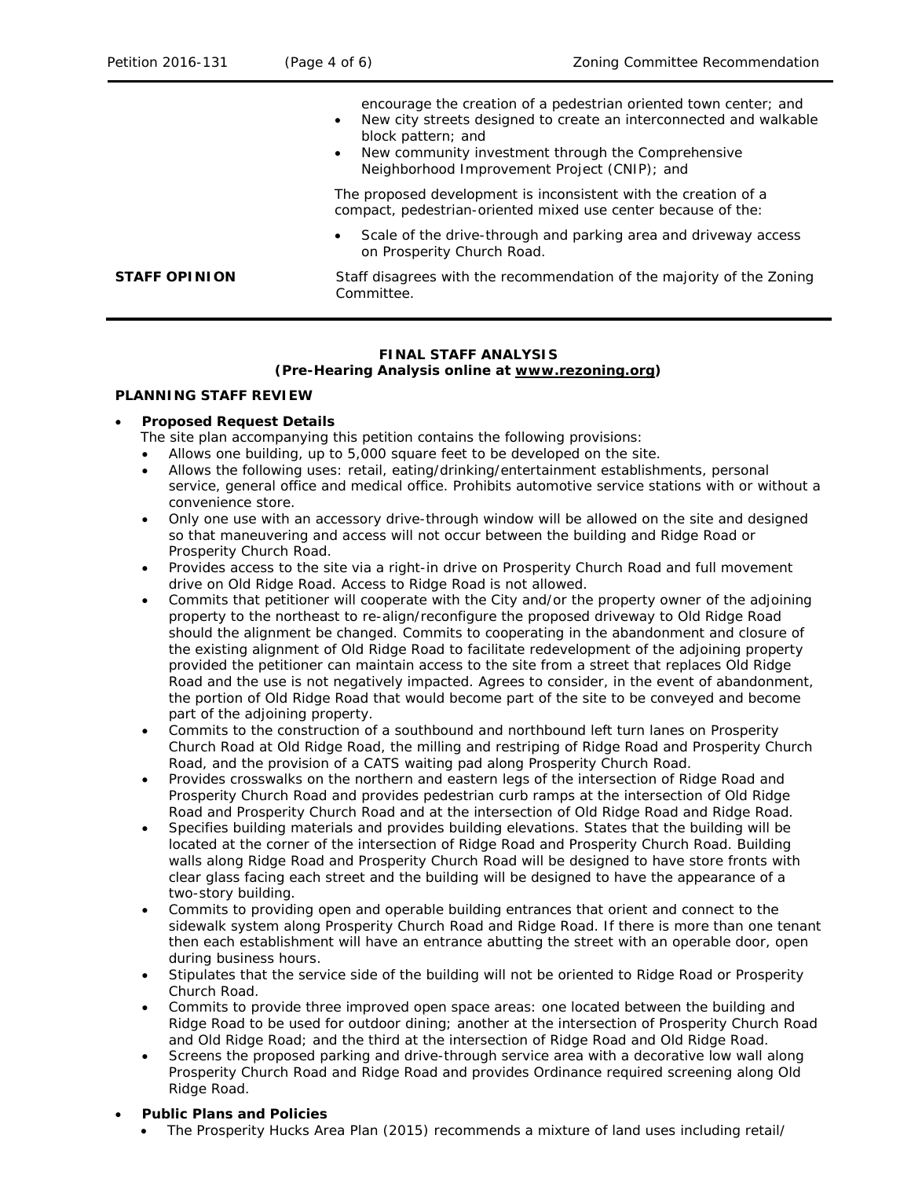| | |
|---|---|
| | encourage the creation of a pedestrian oriented town center; and<br>• New city streets designed to create an interconnected and walkable block pattern; and<br>• New community investment through the Comprehensive Neighborhood Improvement Project (CNIP); and<br><br>The proposed development is inconsistent with the creation of a compact, pedestrian-oriented mixed use center because of the:<br><br>• Scale of the drive-through and parking area and driveway access on Prosperity Church Road. |
| **STAFF OPINION** | Staff disagrees with the recommendation of the majority of the Zoning Committee. |

**FINAL STAFF ANALYSIS**
**(Pre-Hearing Analysis online at www.rezoning.org)**

**PLANNING STAFF REVIEW**

- **Proposed Request Details**
  The site plan accompanying this petition contains the following provisions:
  - Allows one building, up to 5,000 square feet to be developed on the site.
  - Allows the following uses: retail, eating/drinking/entertainment establishments, personal service, general office and medical office. Prohibits automotive service stations with or without a convenience store.
  - Only one use with an accessory drive-through window will be allowed on the site and designed so that maneuvering and access will not occur between the building and Ridge Road or Prosperity Church Road.
  - Provides access to the site via a right-in drive on Prosperity Church Road and full movement drive on Old Ridge Road. Access to Ridge Road is not allowed.
  - Commits that petitioner will cooperate with the City and/or the property owner of the adjoining property to the northeast to re-align/reconfigure the proposed driveway to Old Ridge Road should the alignment be changed. Commits to cooperating in the abandonment and closure of the existing alignment of Old Ridge Road to facilitate redevelopment of the adjoining property provided the petitioner can maintain access to the site from a street that replaces Old Ridge Road and the use is not negatively impacted. Agrees to consider, in the event of abandonment, the portion of Old Ridge Road that would become part of the site to be conveyed and become part of the adjoining property.
  - Commits to the construction of a southbound and northbound left turn lanes on Prosperity Church Road at Old Ridge Road, the milling and restriping of Ridge Road and Prosperity Church Road, and the provision of a CATS waiting pad along Prosperity Church Road.
  - Provides crosswalks on the northern and eastern legs of the intersection of Ridge Road and Prosperity Church Road and provides pedestrian curb ramps at the intersection of Old Ridge Road and Prosperity Church Road and at the intersection of Old Ridge Road and Ridge Road.
  - Specifies building materials and provides building elevations. States that the building will be located at the corner of the intersection of Ridge Road and Prosperity Church Road. Building walls along Ridge Road and Prosperity Church Road will be designed to have store fronts with clear glass facing each street and the building will be designed to have the appearance of a two-story building.
  - Commits to providing open and operable building entrances that orient and connect to the sidewalk system along Prosperity Church Road and Ridge Road. If there is more than one tenant then each establishment will have an entrance abutting the street with an operable door, open during business hours.
  - Stipulates that the service side of the building will not be oriented to Ridge Road or Prosperity Church Road.
  - Commits to provide three improved open space areas: one located between the building and Ridge Road to be used for outdoor dining; another at the intersection of Prosperity Church Road and Old Ridge Road; and the third at the intersection of Ridge Road and Old Ridge Road.
  - Screens the proposed parking and drive-through service area with a decorative low wall along Prosperity Church Road and Ridge Road and provides Ordinance required screening along Old Ridge Road.

- **Public Plans and Policies**
  - The Prosperity Hucks Area Plan (2015) recommends a mixture of land uses including retail/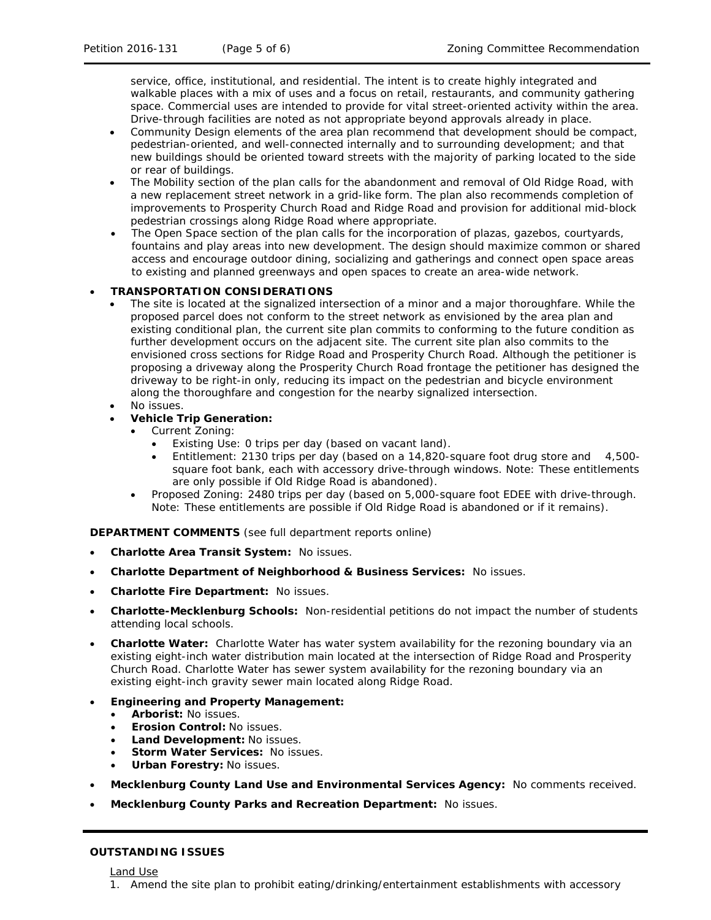service, office, institutional, and residential. The intent is to create highly integrated and walkable places with a mix of uses and a focus on retail, restaurants, and community gathering space. Commercial uses are intended to provide for vital street-oriented activity within the area. Drive-through facilities are noted as not appropriate beyond approvals already in place.

- Community Design elements of the area plan recommend that development should be compact, pedestrian-oriented, and well-connected internally and to surrounding development; and that new buildings should be oriented toward streets with the majority of parking located to the side or rear of buildings.
- The Mobility section of the plan calls for the abandonment and removal of Old Ridge Road, with a new replacement street network in a grid-like form. The plan also recommends completion of improvements to Prosperity Church Road and Ridge Road and provision for additional mid-block pedestrian crossings along Ridge Road where appropriate.
- The Open Space section of the plan calls for the incorporation of plazas, gazebos, courtyards, fountains and play areas into new development. The design should maximize common or shared access and encourage outdoor dining, socializing and gatherings and connect open space areas to existing and planned greenways and open spaces to create an area-wide network.

- **TRANSPORTATION CONSIDERATIONS**
  - The site is located at the signalized intersection of a minor and a major thoroughfare. While the proposed parcel does not conform to the street network as envisioned by the area plan and existing conditional plan, the current site plan commits to conforming to the future condition as further development occurs on the adjacent site. The current site plan also commits to the envisioned cross sections for Ridge Road and Prosperity Church Road. Although the petitioner is proposing a driveway along the Prosperity Church Road frontage the petitioner has designed the driveway to be right-in only, reducing its impact on the pedestrian and bicycle environment along the thoroughfare and congestion for the nearby signalized intersection.
  - No issues.
  - **Vehicle Trip Generation:**
    - Current Zoning:
      - Existing Use: 0 trips per day (based on vacant land).
      - Entitlement: 2130 trips per day (based on a 14,820-square foot drug store and 4,500-square foot bank, each with accessory drive-through windows. Note: These entitlements are only possible if Old Ridge Road is abandoned).
    - Proposed Zoning: 2480 trips per day (based on 5,000-square foot EDEE with drive-through. Note: These entitlements are possible if Old Ridge Road is abandoned or if it remains).

**DEPARTMENT COMMENTS** (see full department reports online)

- **Charlotte Area Transit System:** No issues.
- **Charlotte Department of Neighborhood & Business Services:** No issues.
- **Charlotte Fire Department:** No issues.
- **Charlotte-Mecklenburg Schools:** Non-residential petitions do not impact the number of students attending local schools.
- **Charlotte Water:** Charlotte Water has water system availability for the rezoning boundary via an existing eight-inch water distribution main located at the intersection of Ridge Road and Prosperity Church Road. Charlotte Water has sewer system availability for the rezoning boundary via an existing eight-inch gravity sewer main located along Ridge Road.
- **Engineering and Property Management:**
  - **Arborist:** No issues.
  - **Erosion Control:** No issues.
  - **Land Development:** No issues.
  - **Storm Water Services:** No issues.
  - **Urban Forestry:** No issues.
- **Mecklenburg County Land Use and Environmental Services Agency:** No comments received.
- **Mecklenburg County Parks and Recreation Department:** No issues.

**OUTSTANDING ISSUES**

Land Use

1. Amend the site plan to prohibit eating/drinking/entertainment establishments with accessory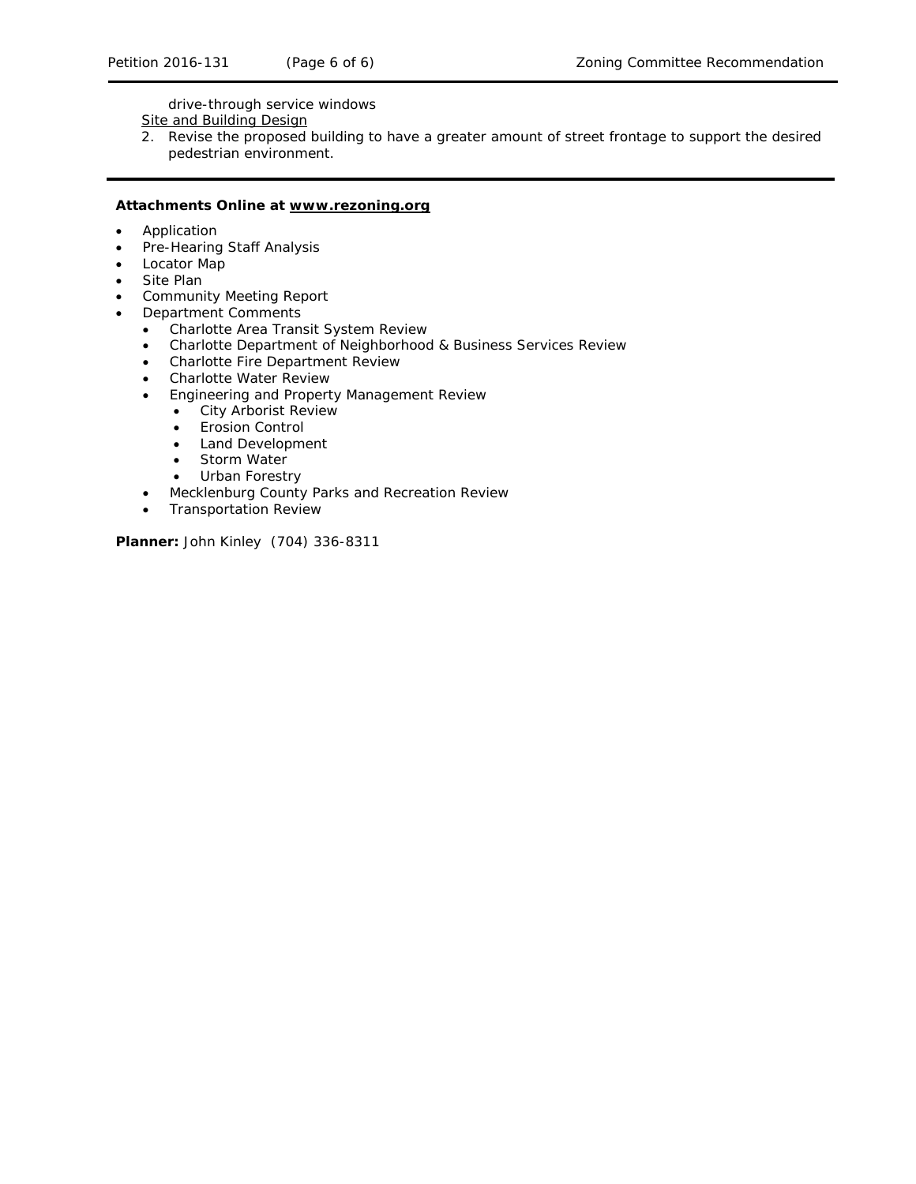drive-through service windows

Site and Building Design

2. Revise the proposed building to have a greater amount of street frontage to support the desired pedestrian environment.

**Attachments Online at www.rezoning.org**

- Application
- Pre-Hearing Staff Analysis
- Locator Map
- Site Plan
- Community Meeting Report
- Department Comments
  - Charlotte Area Transit System Review
  - Charlotte Department of Neighborhood & Business Services Review
  - Charlotte Fire Department Review
  - Charlotte Water Review
  - Engineering and Property Management Review
    - City Arborist Review
    - Erosion Control
    - Land Development
    - Storm Water
    - Urban Forestry
  - Mecklenburg County Parks and Recreation Review
  - Transportation Review

**Planner:** John Kinley (704) 336-8311